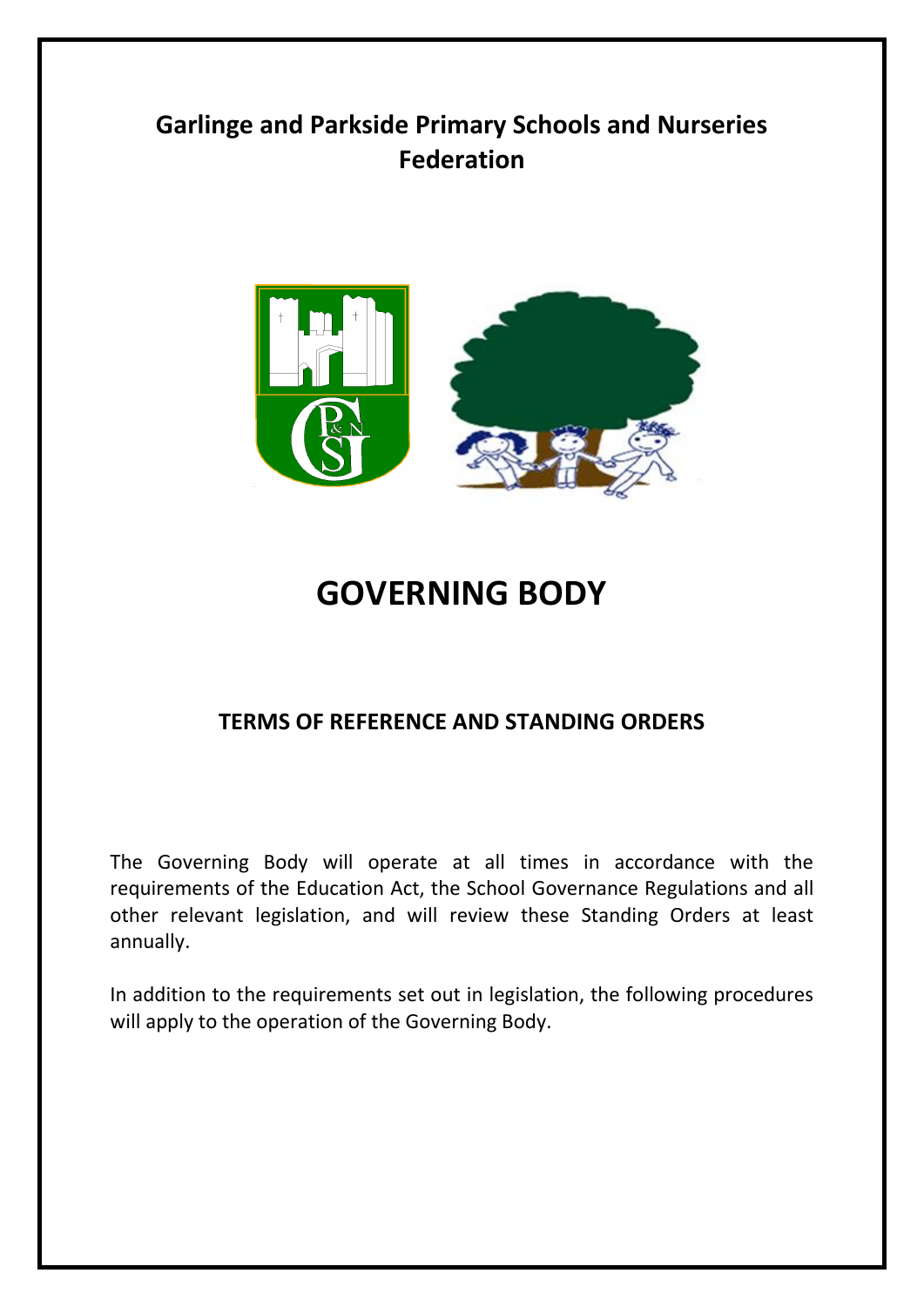# Garlinge and Parkside Primary Schools and Nurseries Federation

# GOVERNING BODY

## TERMS OF REFERENCE AND STANDING ORDERS

The Governing Body will operate at all times in accordance with the requirements of the Education Act, the School Governance Regulations and all other relevant legislation, and will review these Standing Orders at least annually.

In addition to the requirements set out in legislation, the following procedures will apply to the operation of the Governing Body.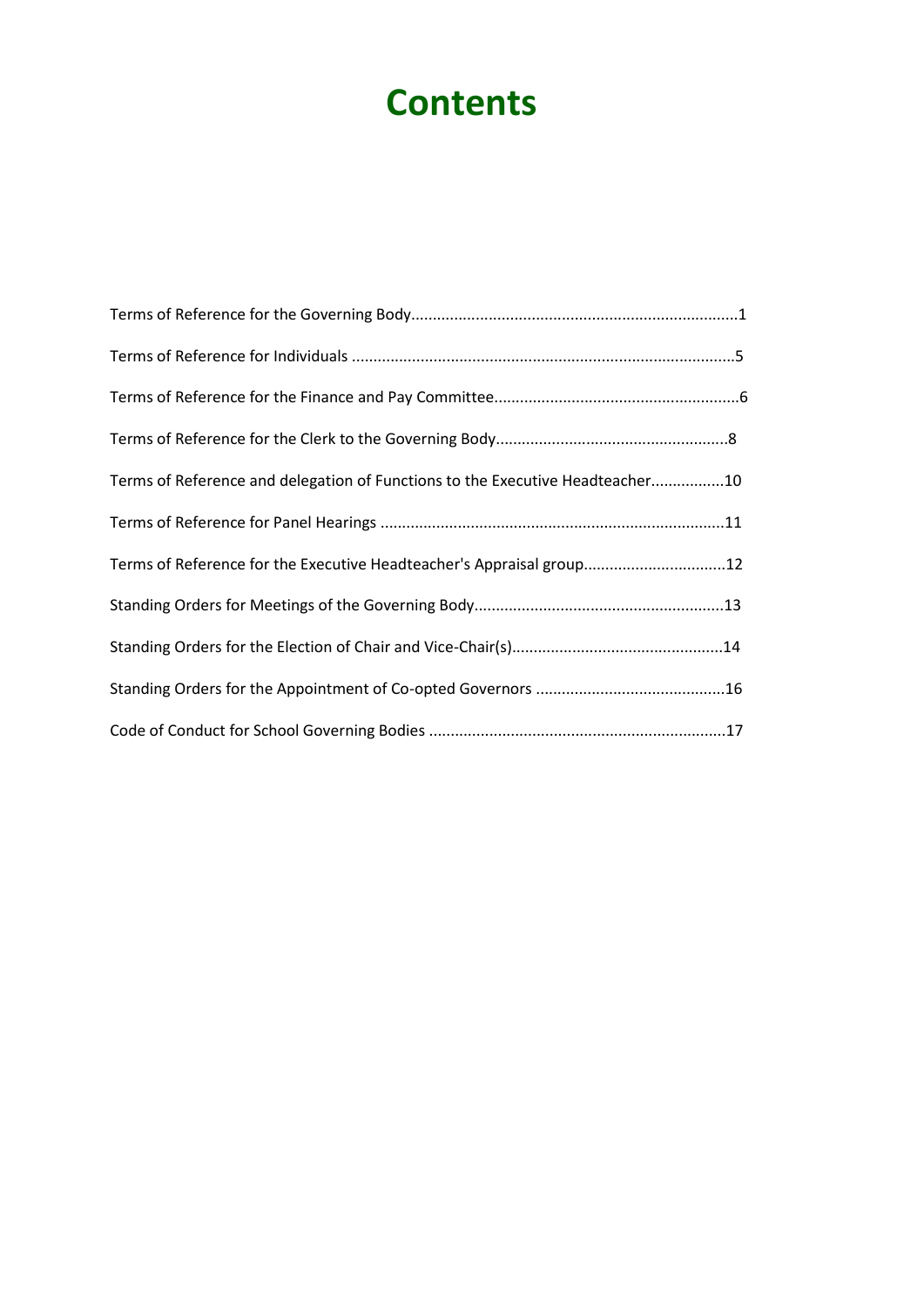# Contents

| | |
|---|---|
| Terms of Reference for the Governing Body | 1 |
| Terms of Reference for Individuals | 5 |
| Terms of Reference for the Finance and Pay Committee | 6 |
| Terms of Reference for the Clerk to the Governing Body | 8 |
| Terms of Reference and delegation of Functions to the Executive Headteacher | 10 |
| Terms of Reference for Panel Hearings | 11 |
| Terms of Reference for the Executive Headteacher's Appraisal group | 12 |
| Standing Orders for Meetings of the Governing Body | 13 |
| Standing Orders for the Election of Chair and Vice-Chair(s) | 14 |
| Standing Orders for the Appointment of Co-opted Governors | 16 |
| Code of Conduct for School Governing Bodies | 17 |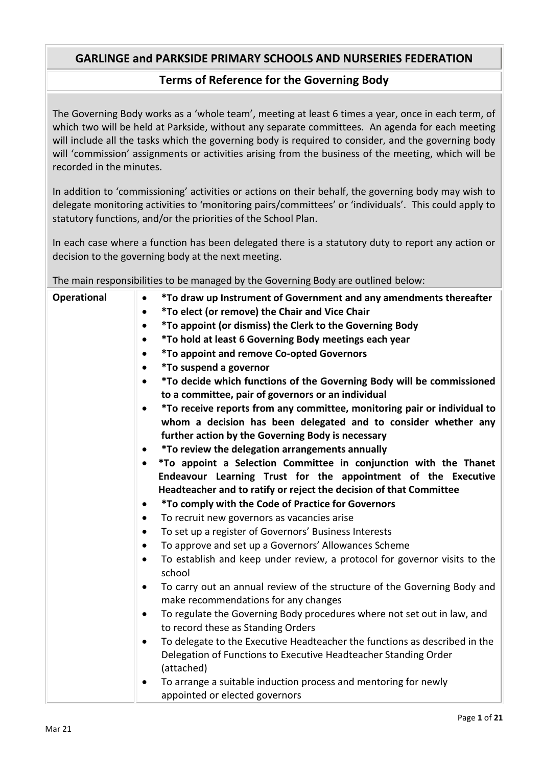## GARLINGE and PARKSIDE PRIMARY SCHOOLS AND NURSERIES FEDERATION

### Terms of Reference for the Governing Body

The Governing Body works as a 'whole team', meeting at least 6 times a year, once in each term, of which two will be held at Parkside, without any separate committees. An agenda for each meeting will include all the tasks which the governing body is required to consider, and the governing body will 'commission' assignments or activities arising from the business of the meeting, which will be recorded in the minutes.

In addition to 'commissioning' activities or actions on their behalf, the governing body may wish to delegate monitoring activities to 'monitoring pairs/committees' or 'individuals'. This could apply to statutory functions, and/or the priorities of the School Plan.

In each case where a function has been delegated there is a statutory duty to report any action or decision to the governing body at the next meeting.

The main responsibilities to be managed by the Governing Body are outlined below:

| | |
|---|---|
| **Operational** | • **\*To draw up Instrument of Government and any amendments thereafter**<br>• **\*To elect (or remove) the Chair and Vice Chair**<br>• **\*To appoint (or dismiss) the Clerk to the Governing Body**<br>• **\*To hold at least 6 Governing Body meetings each year**<br>• **\*To appoint and remove Co-opted Governors**<br>• **\*To suspend a governor**<br>• **\*To decide which functions of the Governing Body will be commissioned to a committee, pair of governors or an individual**<br>• **\*To receive reports from any committee, monitoring pair or individual to whom a decision has been delegated and to consider whether any further action by the Governing Body is necessary**<br>• **\*To review the delegation arrangements annually**<br>• **\*To appoint a Selection Committee in conjunction with the Thanet Endeavour Learning Trust for the appointment of the Executive Headteacher and to ratify or reject the decision of that Committee**<br>• **\*To comply with the Code of Practice for Governors**<br>• To recruit new governors as vacancies arise<br>• To set up a register of Governors' Business Interests<br>• To approve and set up a Governors' Allowances Scheme<br>• To establish and keep under review, a protocol for governor visits to the school<br>• To carry out an annual review of the structure of the Governing Body and make recommendations for any changes<br>• To regulate the Governing Body procedures where not set out in law, and to record these as Standing Orders<br>• To delegate to the Executive Headteacher the functions as described in the Delegation of Functions to Executive Headteacher Standing Order (attached)<br>• To arrange a suitable induction process and mentoring for newly appointed or elected governors |

Mar 21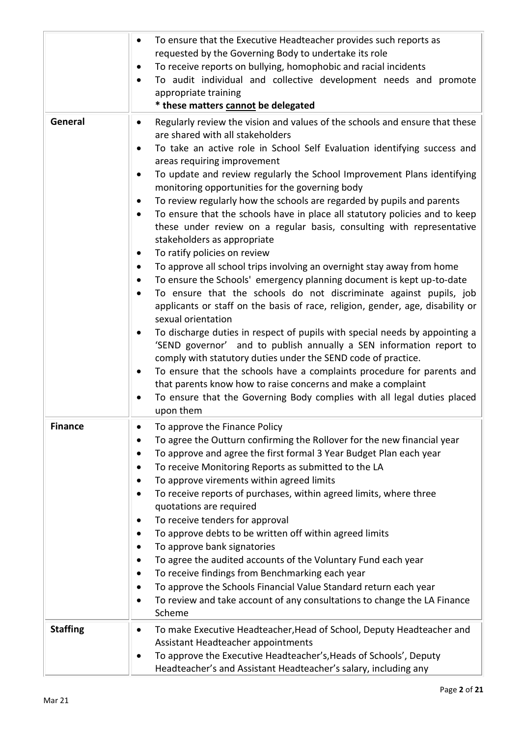| | |
|---|---|
| | • To ensure that the Executive Headteacher provides such reports as requested by the Governing Body to undertake its role<br>• To receive reports on bullying, homophobic and racial incidents<br>• To audit individual and collective development needs and promote appropriate training<br>**\* these matters <u>cannot</u> be delegated** |
| **General** | • Regularly review the vision and values of the schools and ensure that these are shared with all stakeholders<br>• To take an active role in School Self Evaluation identifying success and areas requiring improvement<br>• To update and review regularly the School Improvement Plans identifying monitoring opportunities for the governing body<br>• To review regularly how the schools are regarded by pupils and parents<br>• To ensure that the schools have in place all statutory policies and to keep these under review on a regular basis, consulting with representative stakeholders as appropriate<br>• To ratify policies on review<br>• To approve all school trips involving an overnight stay away from home<br>• To ensure the Schools' emergency planning document is kept up-to-date<br>• To ensure that the schools do not discriminate against pupils, job applicants or staff on the basis of race, religion, gender, age, disability or sexual orientation<br>• To discharge duties in respect of pupils with special needs by appointing a 'SEND governor' and to publish annually a SEN information report to comply with statutory duties under the SEND code of practice.<br>• To ensure that the schools have a complaints procedure for parents and that parents know how to raise concerns and make a complaint<br>• To ensure that the Governing Body complies with all legal duties placed upon them |
| **Finance** | • To approve the Finance Policy<br>• To agree the Outturn confirming the Rollover for the new financial year<br>• To approve and agree the first formal 3 Year Budget Plan each year<br>• To receive Monitoring Reports as submitted to the LA<br>• To approve virements within agreed limits<br>• To receive reports of purchases, within agreed limits, where three quotations are required<br>• To receive tenders for approval<br>• To approve debts to be written off within agreed limits<br>• To approve bank signatories<br>• To agree the audited accounts of the Voluntary Fund each year<br>• To receive findings from Benchmarking each year<br>• To approve the Schools Financial Value Standard return each year<br>• To review and take account of any consultations to change the LA Finance Scheme |
| **Staffing** | • To make Executive Headteacher,Head of School, Deputy Headteacher and Assistant Headteacher appointments<br>• To approve the Executive Headteacher's,Heads of Schools', Deputy Headteacher's and Assistant Headteacher's salary, including any |

Mar 21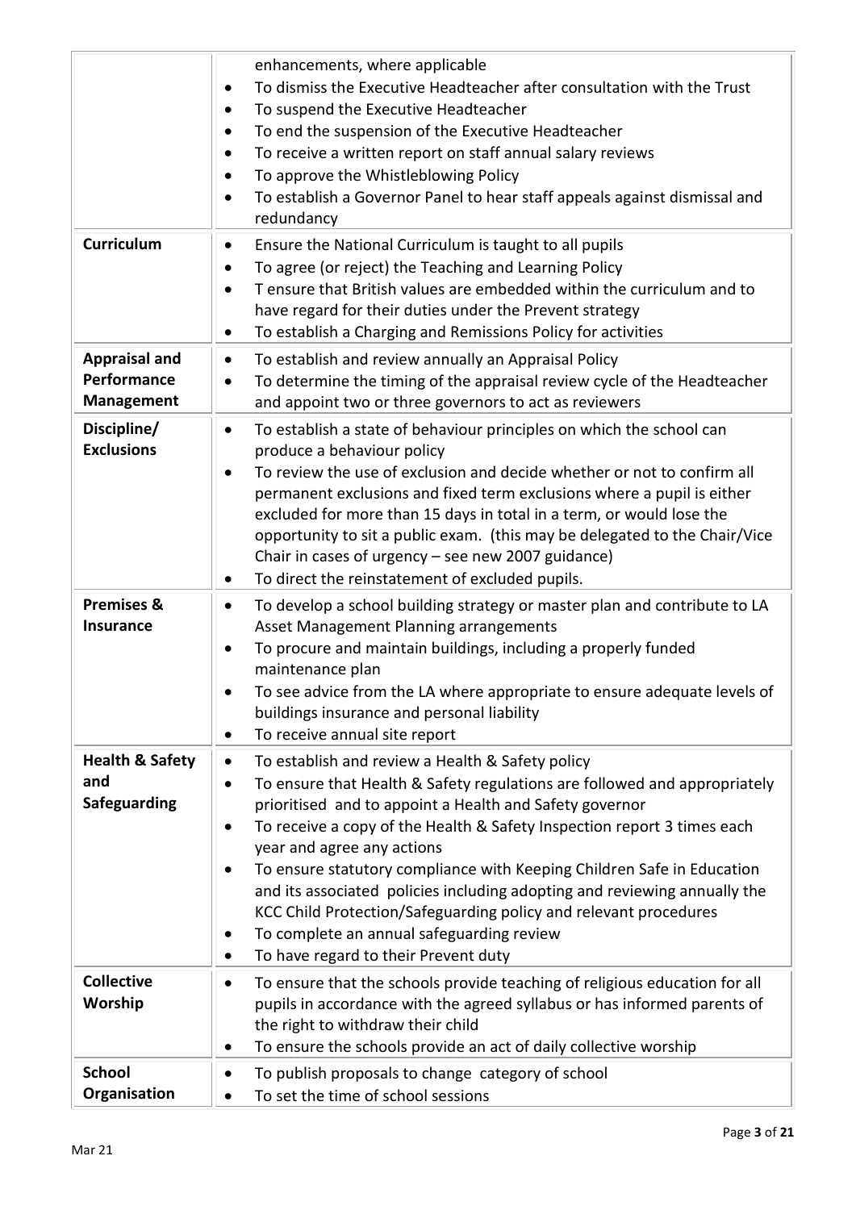| | |
|---|---|
| | enhancements, where applicable<br>• To dismiss the Executive Headteacher after consultation with the Trust<br>• To suspend the Executive Headteacher<br>• To end the suspension of the Executive Headteacher<br>• To receive a written report on staff annual salary reviews<br>• To approve the Whistleblowing Policy<br>• To establish a Governor Panel to hear staff appeals against dismissal and redundancy |
| **Curriculum** | • Ensure the National Curriculum is taught to all pupils<br>• To agree (or reject) the Teaching and Learning Policy<br>• T ensure that British values are embedded within the curriculum and to have regard for their duties under the Prevent strategy<br>• To establish a Charging and Remissions Policy for activities |
| **Appraisal and Performance Management** | • To establish and review annually an Appraisal Policy<br>• To determine the timing of the appraisal review cycle of the Headteacher and appoint two or three governors to act as reviewers |
| **Discipline/ Exclusions** | • To establish a state of behaviour principles on which the school can produce a behaviour policy<br>• To review the use of exclusion and decide whether or not to confirm all permanent exclusions and fixed term exclusions where a pupil is either excluded for more than 15 days in total in a term, or would lose the opportunity to sit a public exam. (this may be delegated to the Chair/Vice Chair in cases of urgency – see new 2007 guidance)<br>• To direct the reinstatement of excluded pupils. |
| **Premises & Insurance** | • To develop a school building strategy or master plan and contribute to LA Asset Management Planning arrangements<br>• To procure and maintain buildings, including a properly funded maintenance plan<br>• To see advice from the LA where appropriate to ensure adequate levels of buildings insurance and personal liability<br>• To receive annual site report |
| **Health & Safety and Safeguarding** | • To establish and review a Health & Safety policy<br>• To ensure that Health & Safety regulations are followed and appropriately prioritised and to appoint a Health and Safety governor<br>• To receive a copy of the Health & Safety Inspection report 3 times each year and agree any actions<br>• To ensure statutory compliance with Keeping Children Safe in Education and its associated policies including adopting and reviewing annually the KCC Child Protection/Safeguarding policy and relevant procedures<br>• To complete an annual safeguarding review<br>• To have regard to their Prevent duty |
| **Collective Worship** | • To ensure that the schools provide teaching of religious education for all pupils in accordance with the agreed syllabus or has informed parents of the right to withdraw their child<br>• To ensure the schools provide an act of daily collective worship |
| **School Organisation** | • To publish proposals to change category of school<br>• To set the time of school sessions |

Mar 21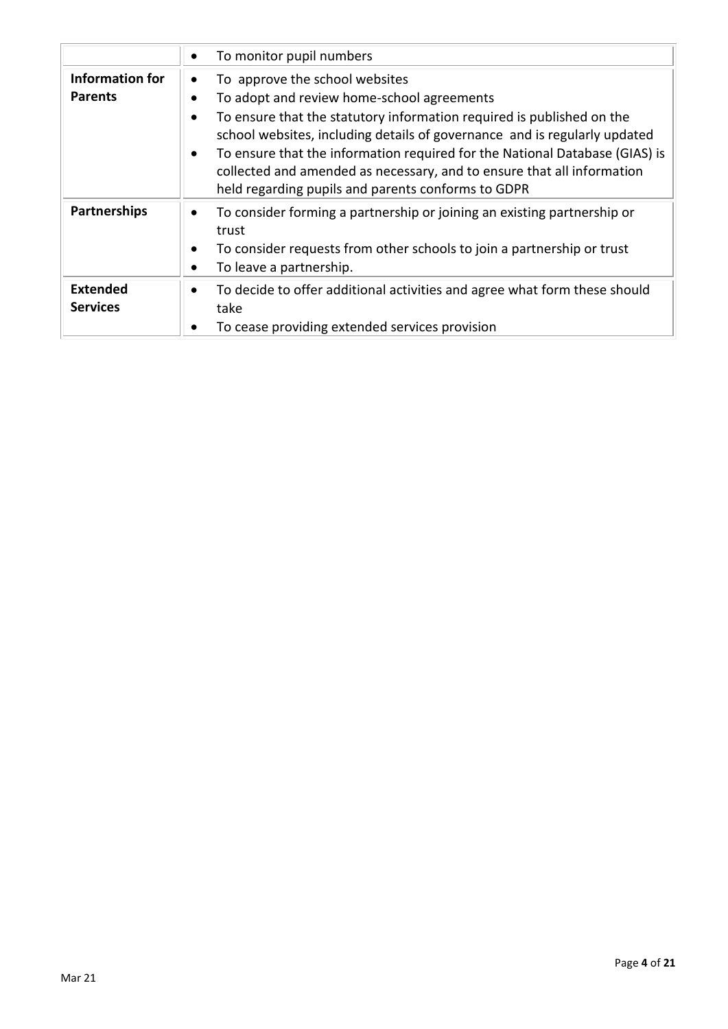| | |
|---|---|
| | • To monitor pupil numbers |
| **Information for Parents** | • To approve the school websites<br>• To adopt and review home-school agreements<br>• To ensure that the statutory information required is published on the school websites, including details of governance and is regularly updated<br>• To ensure that the information required for the National Database (GIAS) is collected and amended as necessary, and to ensure that all information held regarding pupils and parents conforms to GDPR |
| **Partnerships** | • To consider forming a partnership or joining an existing partnership or trust<br>• To consider requests from other schools to join a partnership or trust<br>• To leave a partnership. |
| **Extended Services** | • To decide to offer additional activities and agree what form these should take<br>• To cease providing extended services provision |

Mar 21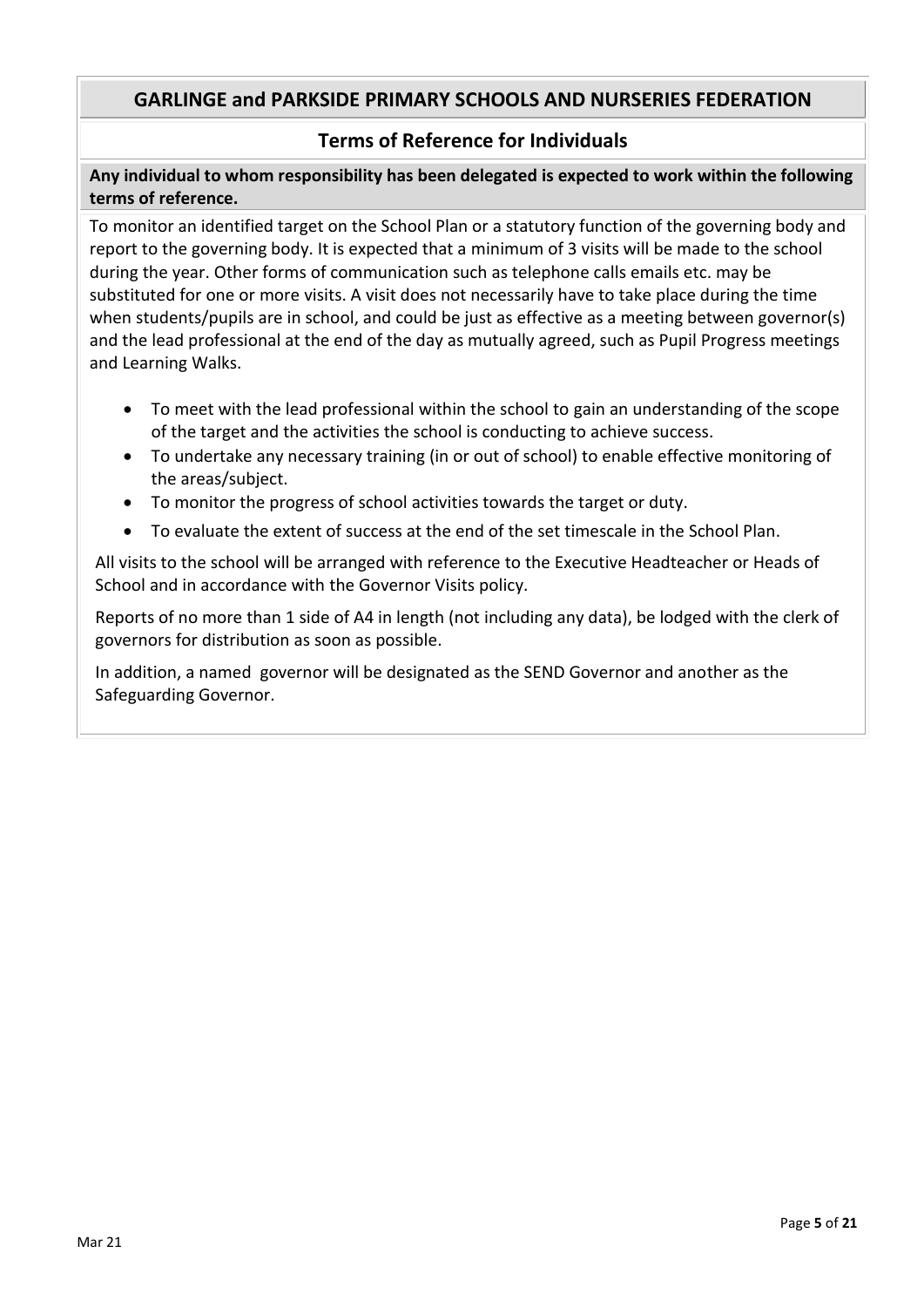## GARLINGE and PARKSIDE PRIMARY SCHOOLS AND NURSERIES FEDERATION

### Terms of Reference for Individuals

**Any individual to whom responsibility has been delegated is expected to work within the following terms of reference.**

To monitor an identified target on the School Plan or a statutory function of the governing body and report to the governing body. It is expected that a minimum of 3 visits will be made to the school during the year. Other forms of communication such as telephone calls emails etc. may be substituted for one or more visits. A visit does not necessarily have to take place during the time when students/pupils are in school, and could be just as effective as a meeting between governor(s) and the lead professional at the end of the day as mutually agreed, such as Pupil Progress meetings and Learning Walks.

- To meet with the lead professional within the school to gain an understanding of the scope of the target and the activities the school is conducting to achieve success.
- To undertake any necessary training (in or out of school) to enable effective monitoring of the areas/subject.
- To monitor the progress of school activities towards the target or duty.
- To evaluate the extent of success at the end of the set timescale in the School Plan.

All visits to the school will be arranged with reference to the Executive Headteacher or Heads of School and in accordance with the Governor Visits policy.

Reports of no more than 1 side of A4 in length (not including any data), be lodged with the clerk of governors for distribution as soon as possible.

In addition, a named governor will be designated as the SEND Governor and another as the Safeguarding Governor.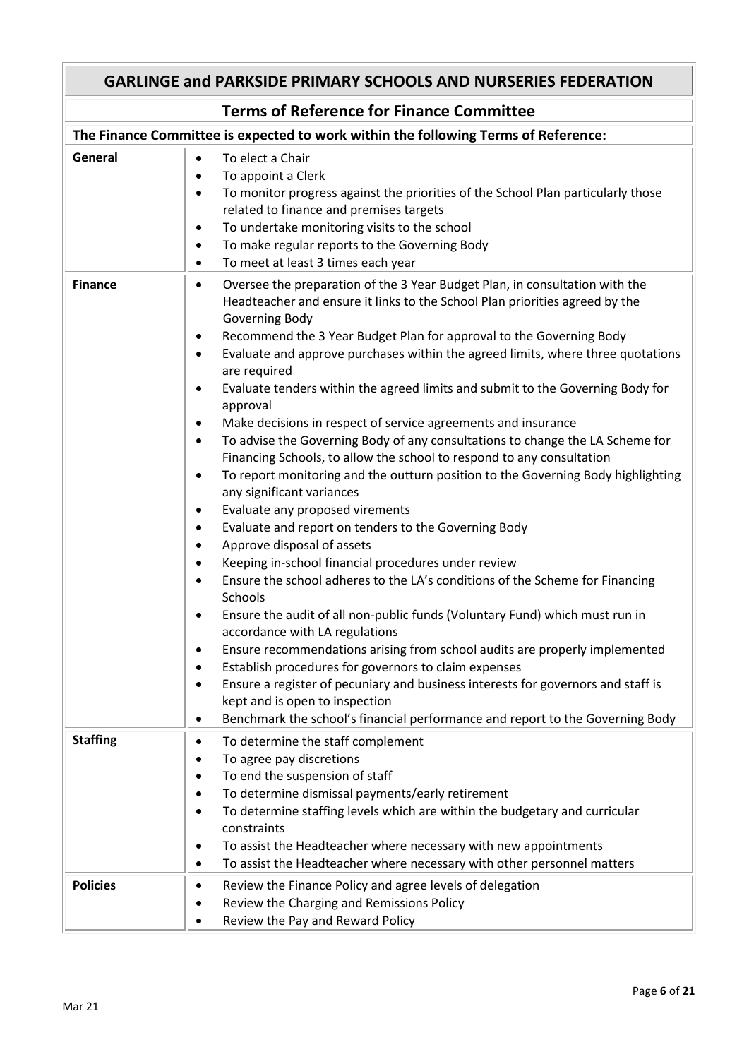## GARLINGE and PARKSIDE PRIMARY SCHOOLS AND NURSERIES FEDERATION

### Terms of Reference for Finance Committee

**The Finance Committee is expected to work within the following Terms of Reference:**

| | |
|---|---|
| **General** | • To elect a Chair<br>• To appoint a Clerk<br>• To monitor progress against the priorities of the School Plan particularly those related to finance and premises targets<br>• To undertake monitoring visits to the school<br>• To make regular reports to the Governing Body<br>• To meet at least 3 times each year |
| **Finance** | • Oversee the preparation of the 3 Year Budget Plan, in consultation with the Headteacher and ensure it links to the School Plan priorities agreed by the Governing Body<br>• Recommend the 3 Year Budget Plan for approval to the Governing Body<br>• Evaluate and approve purchases within the agreed limits, where three quotations are required<br>• Evaluate tenders within the agreed limits and submit to the Governing Body for approval<br>• Make decisions in respect of service agreements and insurance<br>• To advise the Governing Body of any consultations to change the LA Scheme for Financing Schools, to allow the school to respond to any consultation<br>• To report monitoring and the outturn position to the Governing Body highlighting any significant variances<br>• Evaluate any proposed virements<br>• Evaluate and report on tenders to the Governing Body<br>• Approve disposal of assets<br>• Keeping in-school financial procedures under review<br>• Ensure the school adheres to the LA's conditions of the Scheme for Financing Schools<br>• Ensure the audit of all non-public funds (Voluntary Fund) which must run in accordance with LA regulations<br>• Ensure recommendations arising from school audits are properly implemented<br>• Establish procedures for governors to claim expenses<br>• Ensure a register of pecuniary and business interests for governors and staff is kept and is open to inspection<br>• Benchmark the school's financial performance and report to the Governing Body |
| **Staffing** | • To determine the staff complement<br>• To agree pay discretions<br>• To end the suspension of staff<br>• To determine dismissal payments/early retirement<br>• To determine staffing levels which are within the budgetary and curricular constraints<br>• To assist the Headteacher where necessary with new appointments<br>• To assist the Headteacher where necessary with other personnel matters |
| **Policies** | • Review the Finance Policy and agree levels of delegation<br>• Review the Charging and Remissions Policy<br>• Review the Pay and Reward Policy |

Mar 21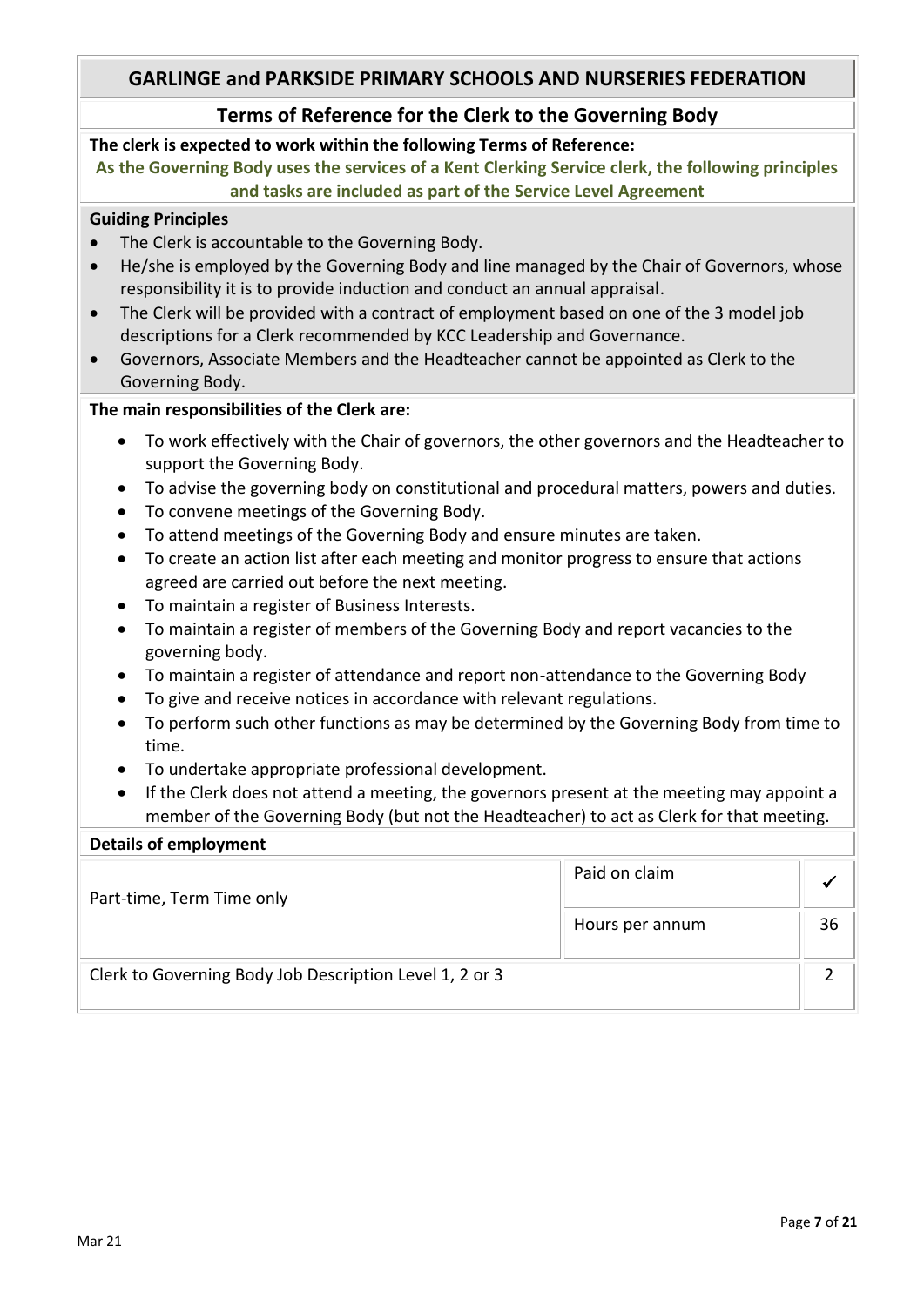## GARLINGE and PARKSIDE PRIMARY SCHOOLS AND NURSERIES FEDERATION

### Terms of Reference for the Clerk to the Governing Body

**The clerk is expected to work within the following Terms of Reference:**

**As the Governing Body uses the services of a Kent Clerking Service clerk, the following principles and tasks are included as part of the Service Level Agreement**

**Guiding Principles**

- The Clerk is accountable to the Governing Body.
- He/she is employed by the Governing Body and line managed by the Chair of Governors, whose responsibility it is to provide induction and conduct an annual appraisal.
- The Clerk will be provided with a contract of employment based on one of the 3 model job descriptions for a Clerk recommended by KCC Leadership and Governance.
- Governors, Associate Members and the Headteacher cannot be appointed as Clerk to the Governing Body.

**The main responsibilities of the Clerk are:**

- To work effectively with the Chair of governors, the other governors and the Headteacher to support the Governing Body.
- To advise the governing body on constitutional and procedural matters, powers and duties.
- To convene meetings of the Governing Body.
- To attend meetings of the Governing Body and ensure minutes are taken.
- To create an action list after each meeting and monitor progress to ensure that actions agreed are carried out before the next meeting.
- To maintain a register of Business Interests.
- To maintain a register of members of the Governing Body and report vacancies to the governing body.
- To maintain a register of attendance and report non-attendance to the Governing Body
- To give and receive notices in accordance with relevant regulations.
- To perform such other functions as may be determined by the Governing Body from time to time.
- To undertake appropriate professional development.
- If the Clerk does not attend a meeting, the governors present at the meeting may appoint a member of the Governing Body (but not the Headteacher) to act as Clerk for that meeting.

**Details of employment**

| | | |
|---|---|---|
| Part-time, Term Time only | Paid on claim | ✓ |
| | Hours per annum | 36 |
| Clerk to Governing Body Job Description Level 1, 2 or 3 | | 2 |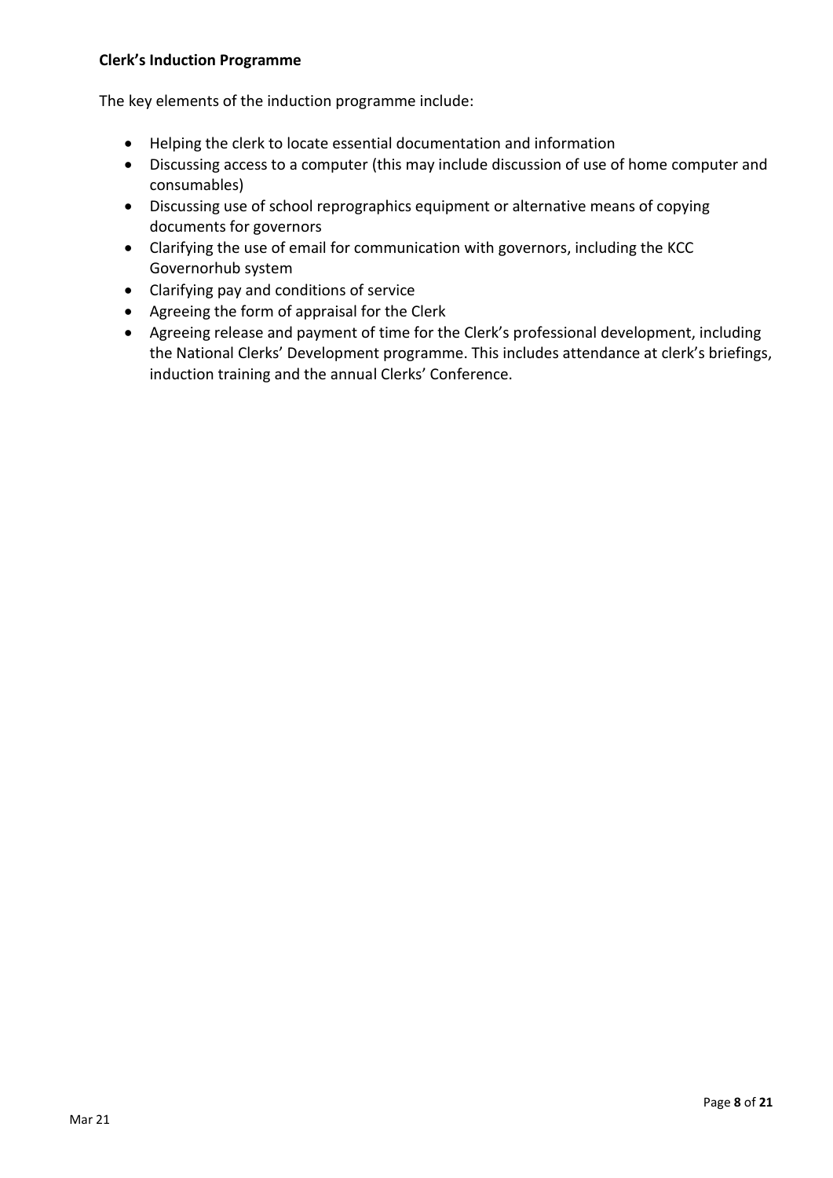**Clerk's Induction Programme**

The key elements of the induction programme include:

- Helping the clerk to locate essential documentation and information
- Discussing access to a computer (this may include discussion of use of home computer and consumables)
- Discussing use of school reprographics equipment or alternative means of copying documents for governors
- Clarifying the use of email for communication with governors, including the KCC Governorhub system
- Clarifying pay and conditions of service
- Agreeing the form of appraisal for the Clerk
- Agreeing release and payment of time for the Clerk's professional development, including the National Clerks' Development programme. This includes attendance at clerk's briefings, induction training and the annual Clerks' Conference.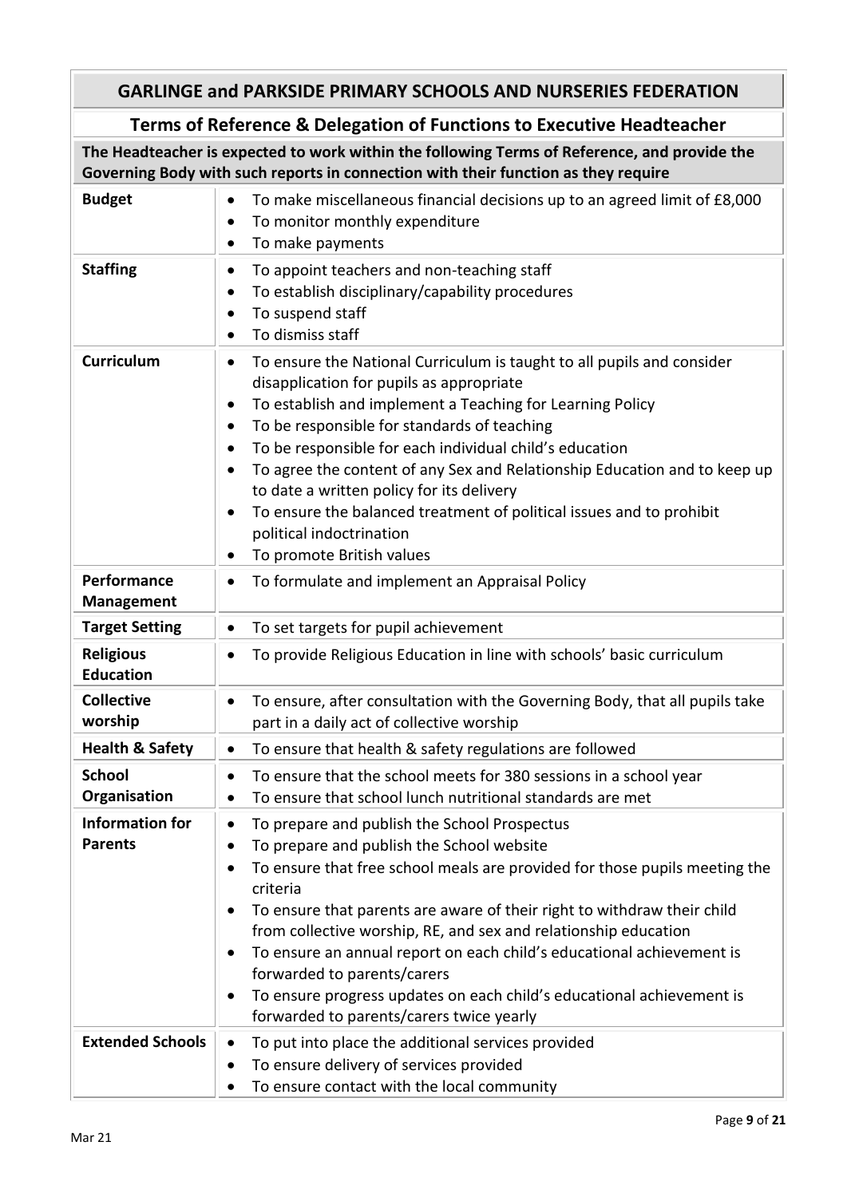## GARLINGE and PARKSIDE PRIMARY SCHOOLS AND NURSERIES FEDERATION

### Terms of Reference & Delegation of Functions to Executive Headteacher

**The Headteacher is expected to work within the following Terms of Reference, and provide the Governing Body with such reports in connection with their function as they require**

| | |
|---|---|
| **Budget** | • To make miscellaneous financial decisions up to an agreed limit of £8,000<br>• To monitor monthly expenditure<br>• To make payments |
| **Staffing** | • To appoint teachers and non-teaching staff<br>• To establish disciplinary/capability procedures<br>• To suspend staff<br>• To dismiss staff |
| **Curriculum** | • To ensure the National Curriculum is taught to all pupils and consider disapplication for pupils as appropriate<br>• To establish and implement a Teaching for Learning Policy<br>• To be responsible for standards of teaching<br>• To be responsible for each individual child's education<br>• To agree the content of any Sex and Relationship Education and to keep up to date a written policy for its delivery<br>• To ensure the balanced treatment of political issues and to prohibit political indoctrination<br>• To promote British values |
| **Performance Management** | • To formulate and implement an Appraisal Policy |
| **Target Setting** | • To set targets for pupil achievement |
| **Religious Education** | • To provide Religious Education in line with schools' basic curriculum |
| **Collective worship** | • To ensure, after consultation with the Governing Body, that all pupils take part in a daily act of collective worship |
| **Health & Safety** | • To ensure that health & safety regulations are followed |
| **School Organisation** | • To ensure that the school meets for 380 sessions in a school year<br>• To ensure that school lunch nutritional standards are met |
| **Information for Parents** | • To prepare and publish the School Prospectus<br>• To prepare and publish the School website<br>• To ensure that free school meals are provided for those pupils meeting the criteria<br>• To ensure that parents are aware of their right to withdraw their child from collective worship, RE, and sex and relationship education<br>• To ensure an annual report on each child's educational achievement is forwarded to parents/carers<br>• To ensure progress updates on each child's educational achievement is forwarded to parents/carers twice yearly |
| **Extended Schools** | • To put into place the additional services provided<br>• To ensure delivery of services provided<br>• To ensure contact with the local community |

Mar 21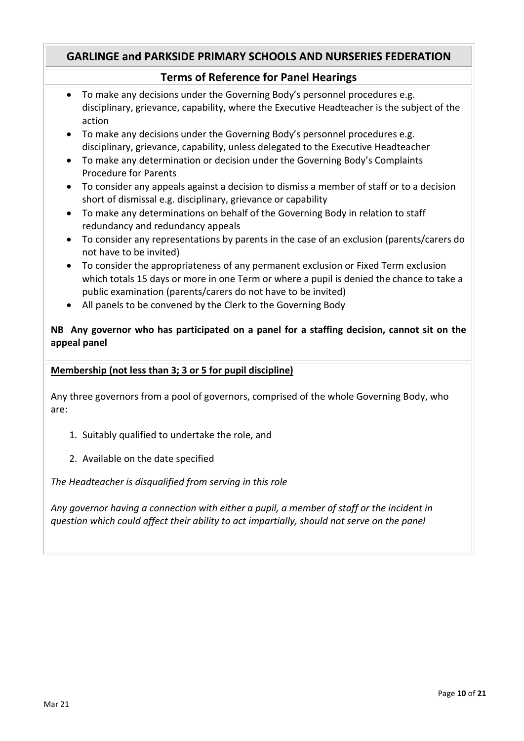## GARLINGE and PARKSIDE PRIMARY SCHOOLS AND NURSERIES FEDERATION

### Terms of Reference for Panel Hearings

- To make any decisions under the Governing Body's personnel procedures e.g. disciplinary, grievance, capability, where the Executive Headteacher is the subject of the action
- To make any decisions under the Governing Body's personnel procedures e.g. disciplinary, grievance, capability, unless delegated to the Executive Headteacher
- To make any determination or decision under the Governing Body's Complaints Procedure for Parents
- To consider any appeals against a decision to dismiss a member of staff or to a decision short of dismissal e.g. disciplinary, grievance or capability
- To make any determinations on behalf of the Governing Body in relation to staff redundancy and redundancy appeals
- To consider any representations by parents in the case of an exclusion (parents/carers do not have to be invited)
- To consider the appropriateness of any permanent exclusion or Fixed Term exclusion which totals 15 days or more in one Term or where a pupil is denied the chance to take a public examination (parents/carers do not have to be invited)
- All panels to be convened by the Clerk to the Governing Body

**NB Any governor who has participated on a panel for a staffing decision, cannot sit on the appeal panel**

**Membership (not less than 3; 3 or 5 for pupil discipline)**

Any three governors from a pool of governors, comprised of the whole Governing Body, who are:

1. Suitably qualified to undertake the role, and
2. Available on the date specified

*The Headteacher is disqualified from serving in this role*

*Any governor having a connection with either a pupil, a member of staff or the incident in question which could affect their ability to act impartially, should not serve on the panel*

Mar 21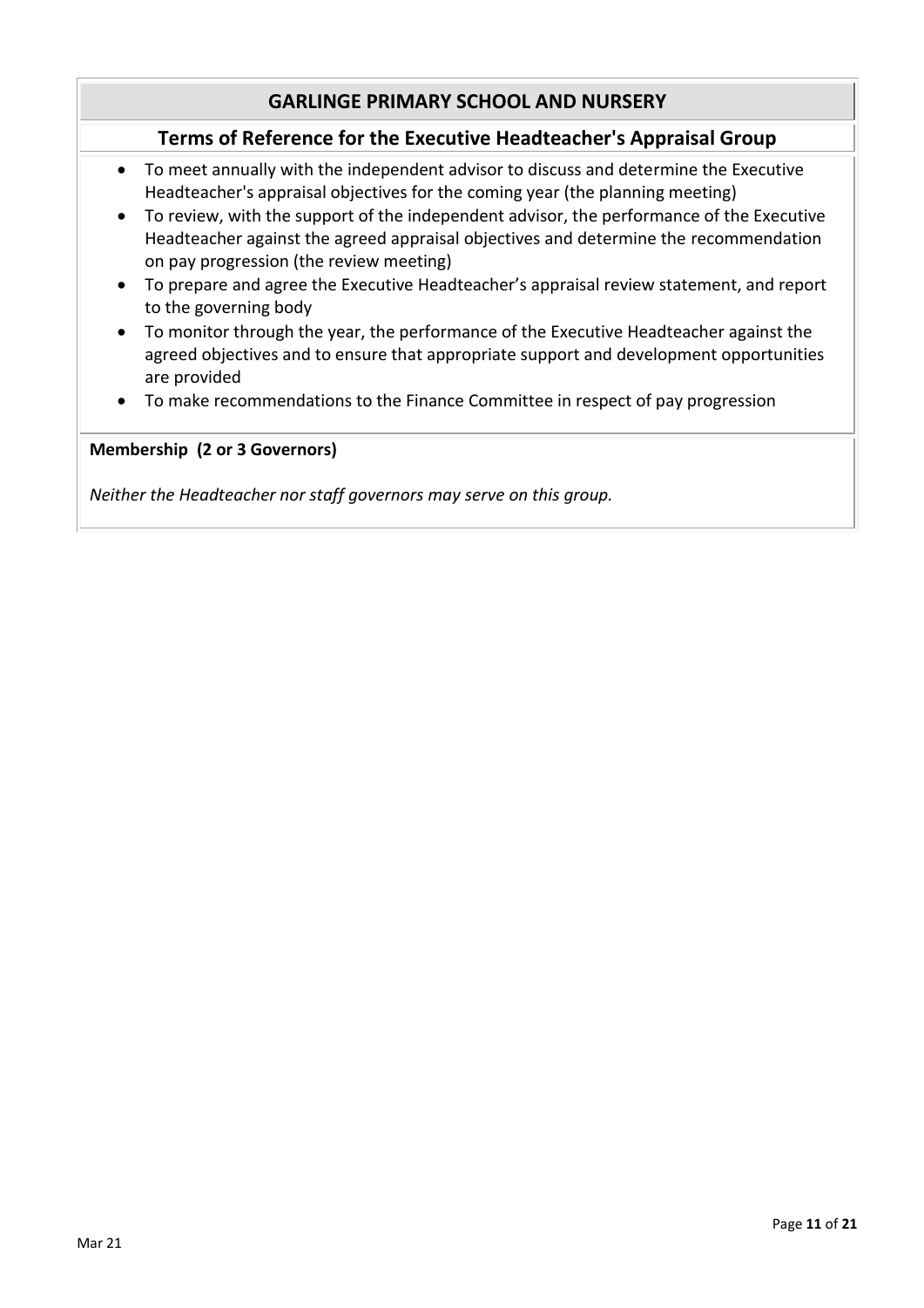## GARLINGE PRIMARY SCHOOL AND NURSERY

### Terms of Reference for the Executive Headteacher's Appraisal Group

- To meet annually with the independent advisor to discuss and determine the Executive Headteacher's appraisal objectives for the coming year (the planning meeting)
- To review, with the support of the independent advisor, the performance of the Executive Headteacher against the agreed appraisal objectives and determine the recommendation on pay progression (the review meeting)
- To prepare and agree the Executive Headteacher's appraisal review statement, and report to the governing body
- To monitor through the year, the performance of the Executive Headteacher against the agreed objectives and to ensure that appropriate support and development opportunities are provided
- To make recommendations to the Finance Committee in respect of pay progression

**Membership (2 or 3 Governors)**

*Neither the Headteacher nor staff governors may serve on this group.*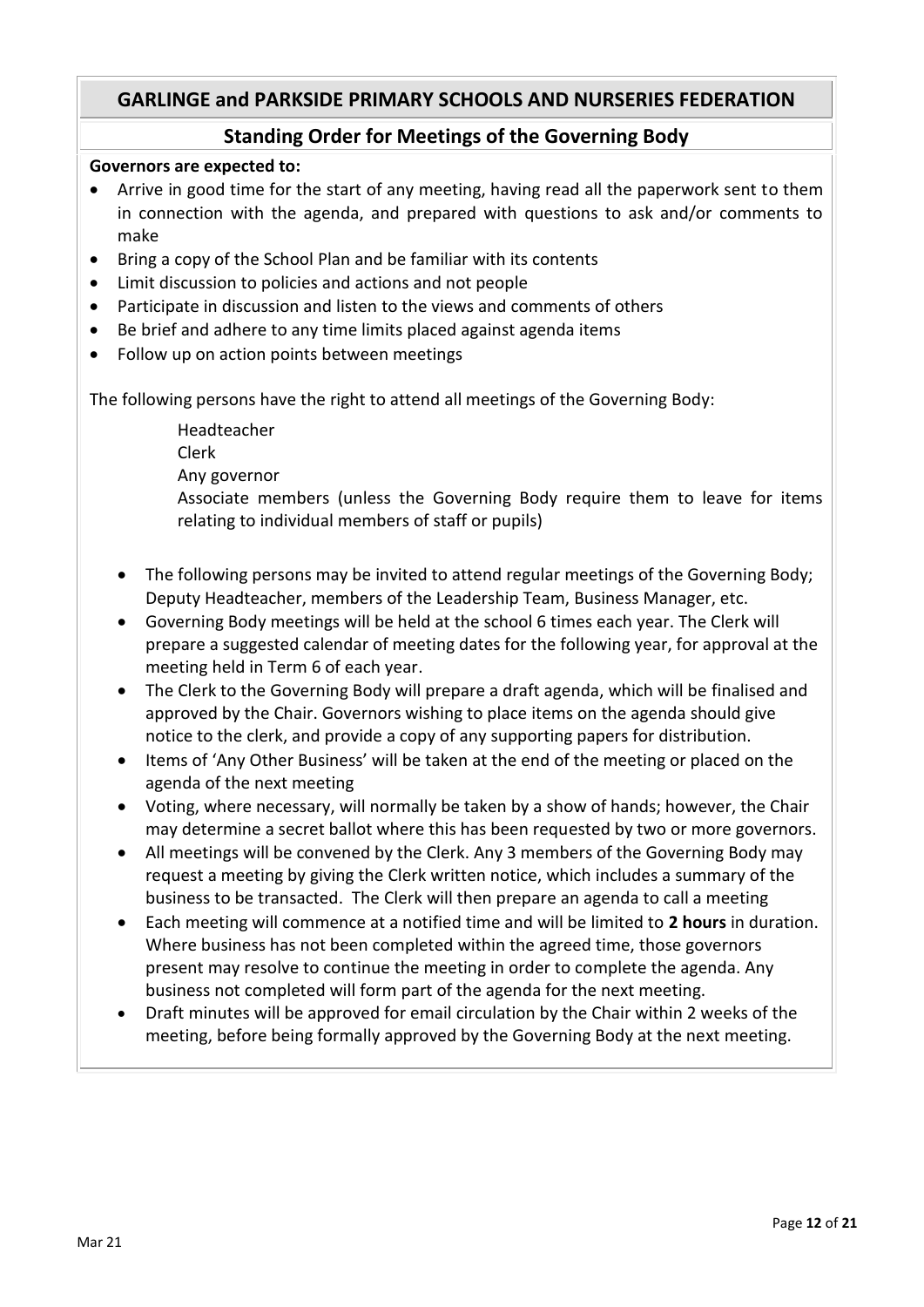## GARLINGE and PARKSIDE PRIMARY SCHOOLS AND NURSERIES FEDERATION

### Standing Order for Meetings of the Governing Body

**Governors are expected to:**

- Arrive in good time for the start of any meeting, having read all the paperwork sent to them in connection with the agenda, and prepared with questions to ask and/or comments to make
- Bring a copy of the School Plan and be familiar with its contents
- Limit discussion to policies and actions and not people
- Participate in discussion and listen to the views and comments of others
- Be brief and adhere to any time limits placed against agenda items
- Follow up on action points between meetings

The following persons have the right to attend all meetings of the Governing Body:

Headteacher
Clerk
Any governor
Associate members (unless the Governing Body require them to leave for items relating to individual members of staff or pupils)

- The following persons may be invited to attend regular meetings of the Governing Body; Deputy Headteacher, members of the Leadership Team, Business Manager, etc.
- Governing Body meetings will be held at the school 6 times each year. The Clerk will prepare a suggested calendar of meeting dates for the following year, for approval at the meeting held in Term 6 of each year.
- The Clerk to the Governing Body will prepare a draft agenda, which will be finalised and approved by the Chair. Governors wishing to place items on the agenda should give notice to the clerk, and provide a copy of any supporting papers for distribution.
- Items of 'Any Other Business' will be taken at the end of the meeting or placed on the agenda of the next meeting
- Voting, where necessary, will normally be taken by a show of hands; however, the Chair may determine a secret ballot where this has been requested by two or more governors.
- All meetings will be convened by the Clerk. Any 3 members of the Governing Body may request a meeting by giving the Clerk written notice, which includes a summary of the business to be transacted. The Clerk will then prepare an agenda to call a meeting
- Each meeting will commence at a notified time and will be limited to **2 hours** in duration. Where business has not been completed within the agreed time, those governors present may resolve to continue the meeting in order to complete the agenda. Any business not completed will form part of the agenda for the next meeting.
- Draft minutes will be approved for email circulation by the Chair within 2 weeks of the meeting, before being formally approved by the Governing Body at the next meeting.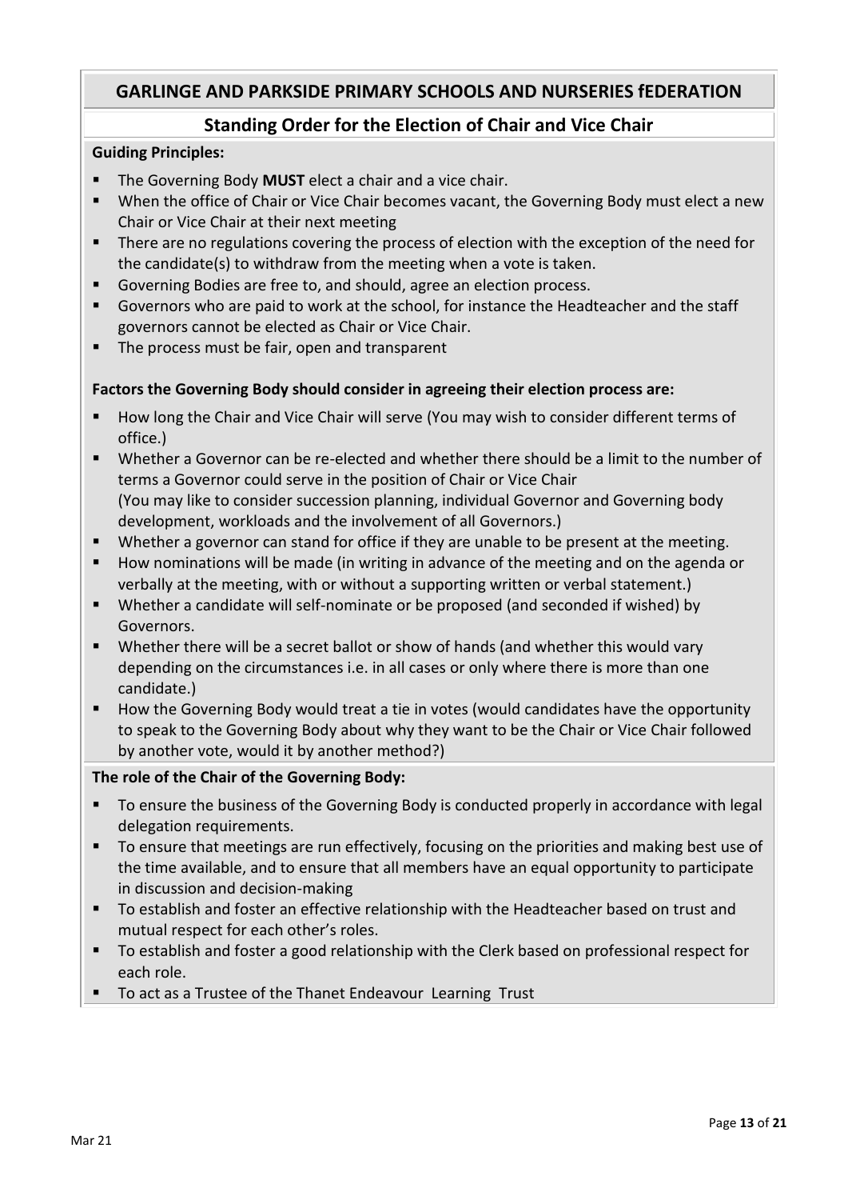## GARLINGE AND PARKSIDE PRIMARY SCHOOLS AND NURSERIES fEDERATION

### Standing Order for the Election of Chair and Vice Chair

**Guiding Principles:**

- The Governing Body **MUST** elect a chair and a vice chair.
- When the office of Chair or Vice Chair becomes vacant, the Governing Body must elect a new Chair or Vice Chair at their next meeting
- There are no regulations covering the process of election with the exception of the need for the candidate(s) to withdraw from the meeting when a vote is taken.
- Governing Bodies are free to, and should, agree an election process.
- Governors who are paid to work at the school, for instance the Headteacher and the staff governors cannot be elected as Chair or Vice Chair.
- The process must be fair, open and transparent

**Factors the Governing Body should consider in agreeing their election process are:**

- How long the Chair and Vice Chair will serve (You may wish to consider different terms of office.)
- Whether a Governor can be re-elected and whether there should be a limit to the number of terms a Governor could serve in the position of Chair or Vice Chair
  (You may like to consider succession planning, individual Governor and Governing body development, workloads and the involvement of all Governors.)
- Whether a governor can stand for office if they are unable to be present at the meeting.
- How nominations will be made (in writing in advance of the meeting and on the agenda or verbally at the meeting, with or without a supporting written or verbal statement.)
- Whether a candidate will self-nominate or be proposed (and seconded if wished) by Governors.
- Whether there will be a secret ballot or show of hands (and whether this would vary depending on the circumstances i.e. in all cases or only where there is more than one candidate.)
- How the Governing Body would treat a tie in votes (would candidates have the opportunity to speak to the Governing Body about why they want to be the Chair or Vice Chair followed by another vote, would it by another method?)

**The role of the Chair of the Governing Body:**

- To ensure the business of the Governing Body is conducted properly in accordance with legal delegation requirements.
- To ensure that meetings are run effectively, focusing on the priorities and making best use of the time available, and to ensure that all members have an equal opportunity to participate in discussion and decision-making
- To establish and foster an effective relationship with the Headteacher based on trust and mutual respect for each other's roles.
- To establish and foster a good relationship with the Clerk based on professional respect for each role.
- To act as a Trustee of the Thanet Endeavour Learning Trust

Mar 21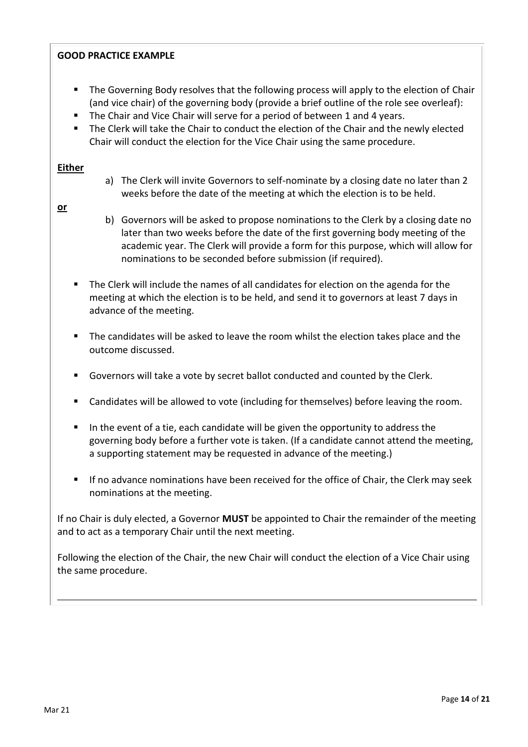**GOOD PRACTICE EXAMPLE**

- The Governing Body resolves that the following process will apply to the election of Chair (and vice chair) of the governing body (provide a brief outline of the role see overleaf):
- The Chair and Vice Chair will serve for a period of between 1 and 4 years.
- The Clerk will take the Chair to conduct the election of the Chair and the newly elected Chair will conduct the election for the Vice Chair using the same procedure.

**Either**

a) The Clerk will invite Governors to self-nominate by a closing date no later than 2 weeks before the date of the meeting at which the election is to be held.

**or**

b) Governors will be asked to propose nominations to the Clerk by a closing date no later than two weeks before the date of the first governing body meeting of the academic year. The Clerk will provide a form for this purpose, which will allow for nominations to be seconded before submission (if required).

- The Clerk will include the names of all candidates for election on the agenda for the meeting at which the election is to be held, and send it to governors at least 7 days in advance of the meeting.
- The candidates will be asked to leave the room whilst the election takes place and the outcome discussed.
- Governors will take a vote by secret ballot conducted and counted by the Clerk.
- Candidates will be allowed to vote (including for themselves) before leaving the room.
- In the event of a tie, each candidate will be given the opportunity to address the governing body before a further vote is taken. (If a candidate cannot attend the meeting, a supporting statement may be requested in advance of the meeting.)
- If no advance nominations have been received for the office of Chair, the Clerk may seek nominations at the meeting.

If no Chair is duly elected, a Governor **MUST** be appointed to Chair the remainder of the meeting and to act as a temporary Chair until the next meeting.

Following the election of the Chair, the new Chair will conduct the election of a Vice Chair using the same procedure.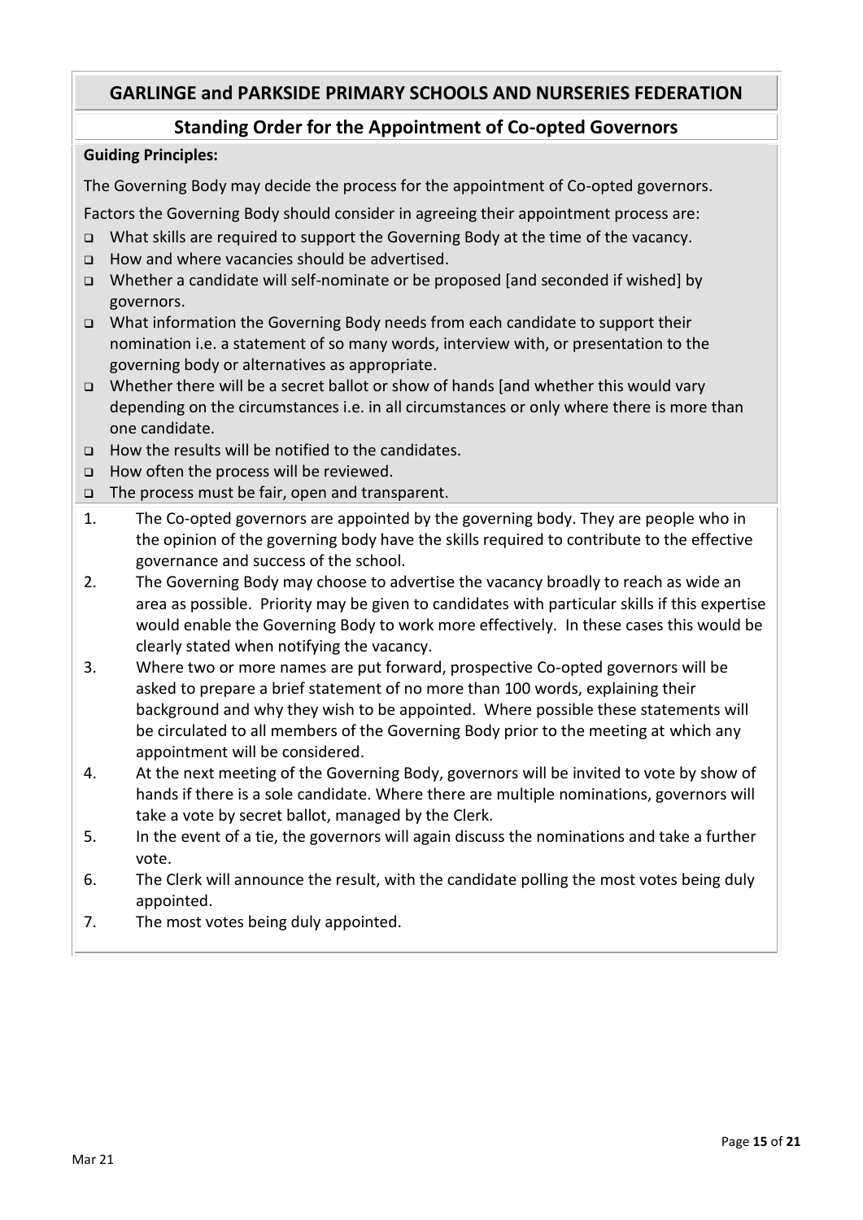## GARLINGE and PARKSIDE PRIMARY SCHOOLS AND NURSERIES FEDERATION

### Standing Order for the Appointment of Co-opted Governors

**Guiding Principles:**

The Governing Body may decide the process for the appointment of Co-opted governors.

Factors the Governing Body should consider in agreeing their appointment process are:

- What skills are required to support the Governing Body at the time of the vacancy.
- How and where vacancies should be advertised.
- Whether a candidate will self-nominate or be proposed [and seconded if wished] by governors.
- What information the Governing Body needs from each candidate to support their nomination i.e. a statement of so many words, interview with, or presentation to the governing body or alternatives as appropriate.
- Whether there will be a secret ballot or show of hands [and whether this would vary depending on the circumstances i.e. in all circumstances or only where there is more than one candidate.
- How the results will be notified to the candidates.
- How often the process will be reviewed.
- The process must be fair, open and transparent.

1. The Co-opted governors are appointed by the governing body. They are people who in the opinion of the governing body have the skills required to contribute to the effective governance and success of the school.
2. The Governing Body may choose to advertise the vacancy broadly to reach as wide an area as possible. Priority may be given to candidates with particular skills if this expertise would enable the Governing Body to work more effectively. In these cases this would be clearly stated when notifying the vacancy.
3. Where two or more names are put forward, prospective Co-opted governors will be asked to prepare a brief statement of no more than 100 words, explaining their background and why they wish to be appointed. Where possible these statements will be circulated to all members of the Governing Body prior to the meeting at which any appointment will be considered.
4. At the next meeting of the Governing Body, governors will be invited to vote by show of hands if there is a sole candidate. Where there are multiple nominations, governors will take a vote by secret ballot, managed by the Clerk.
5. In the event of a tie, the governors will again discuss the nominations and take a further vote.
6. The Clerk will announce the result, with the candidate polling the most votes being duly appointed.
7. The most votes being duly appointed.

Mar 21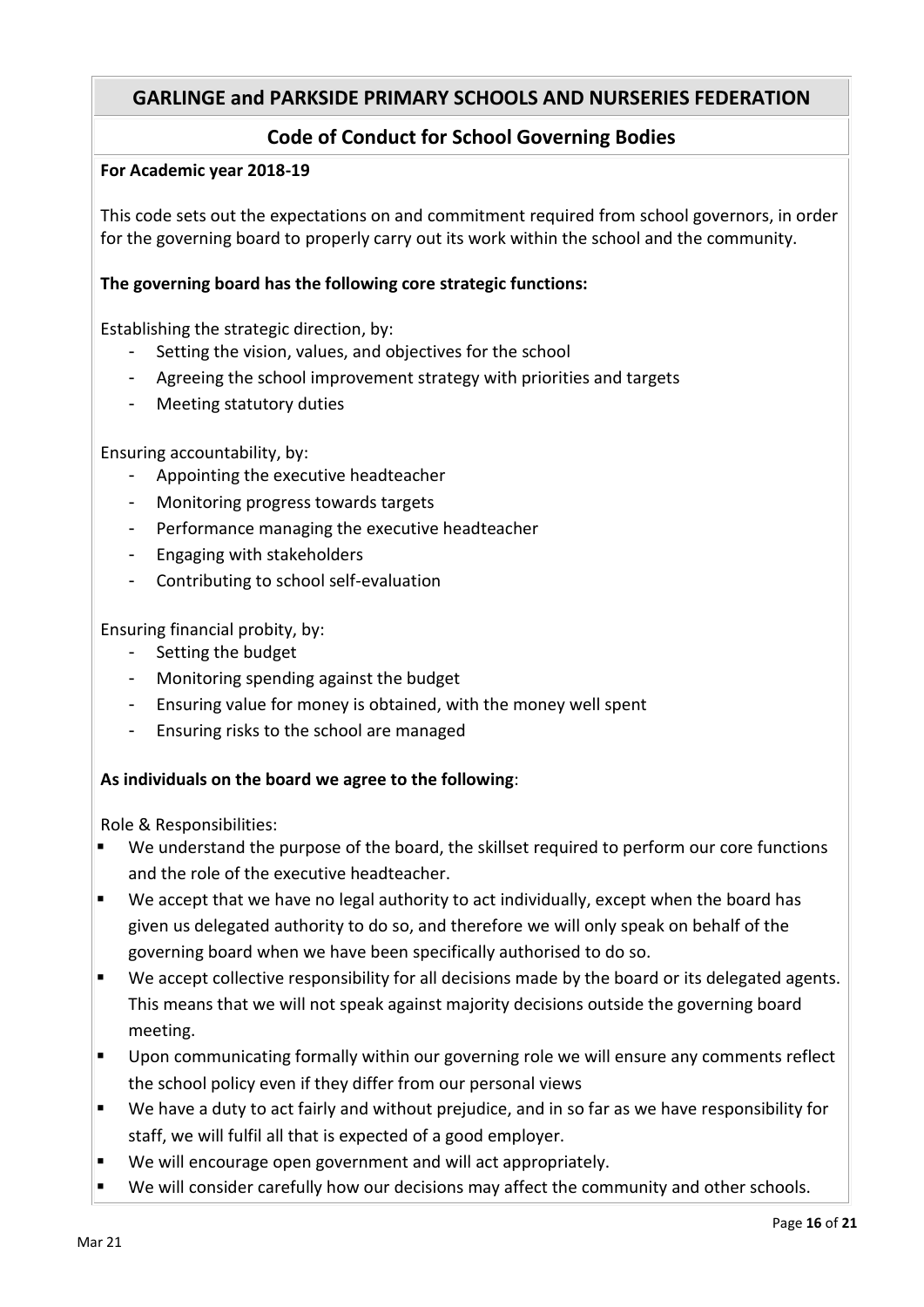## GARLINGE and PARKSIDE PRIMARY SCHOOLS AND NURSERIES FEDERATION

### Code of Conduct for School Governing Bodies

**For Academic year 2018-19**

This code sets out the expectations on and commitment required from school governors, in order for the governing board to properly carry out its work within the school and the community.

**The governing board has the following core strategic functions:**

Establishing the strategic direction, by:

- Setting the vision, values, and objectives for the school
- Agreeing the school improvement strategy with priorities and targets
- Meeting statutory duties

Ensuring accountability, by:

- Appointing the executive headteacher
- Monitoring progress towards targets
- Performance managing the executive headteacher
- Engaging with stakeholders
- Contributing to school self-evaluation

Ensuring financial probity, by:

- Setting the budget
- Monitoring spending against the budget
- Ensuring value for money is obtained, with the money well spent
- Ensuring risks to the school are managed

**As individuals on the board we agree to the following**:

Role & Responsibilities:

- We understand the purpose of the board, the skillset required to perform our core functions and the role of the executive headteacher.
- We accept that we have no legal authority to act individually, except when the board has given us delegated authority to do so, and therefore we will only speak on behalf of the governing board when we have been specifically authorised to do so.
- We accept collective responsibility for all decisions made by the board or its delegated agents. This means that we will not speak against majority decisions outside the governing board meeting.
- Upon communicating formally within our governing role we will ensure any comments reflect the school policy even if they differ from our personal views
- We have a duty to act fairly and without prejudice, and in so far as we have responsibility for staff, we will fulfil all that is expected of a good employer.
- We will encourage open government and will act appropriately.
- We will consider carefully how our decisions may affect the community and other schools.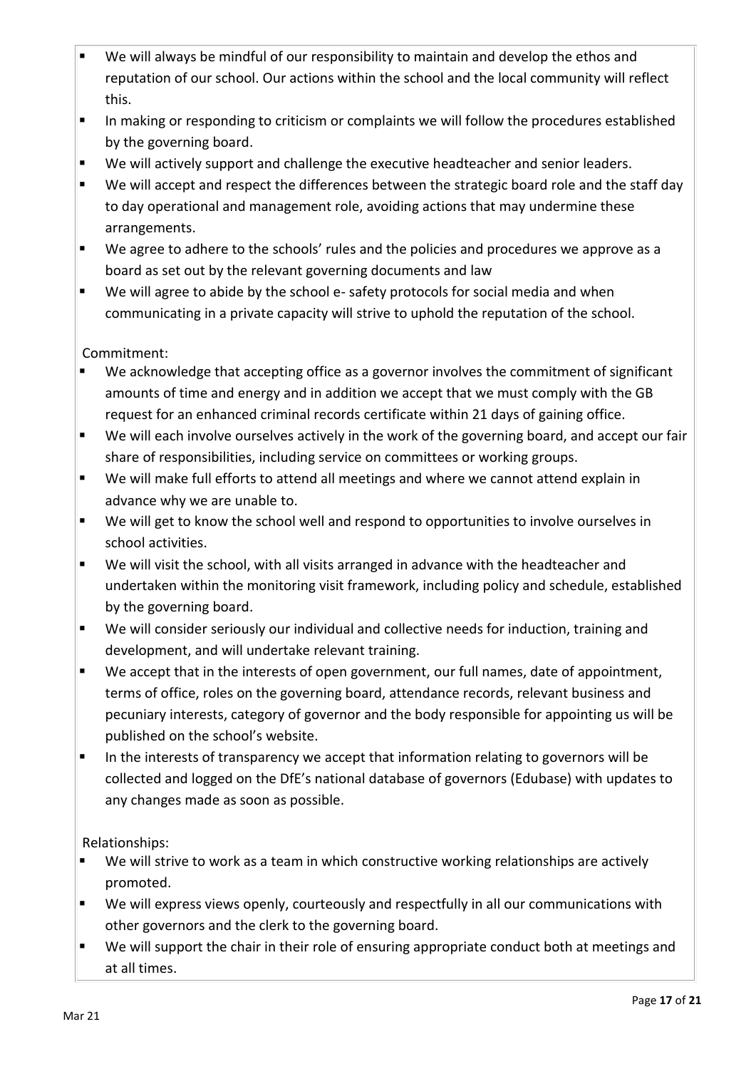- We will always be mindful of our responsibility to maintain and develop the ethos and reputation of our school. Our actions within the school and the local community will reflect this.
- In making or responding to criticism or complaints we will follow the procedures established by the governing board.
- We will actively support and challenge the executive headteacher and senior leaders.
- We will accept and respect the differences between the strategic board role and the staff day to day operational and management role, avoiding actions that may undermine these arrangements.
- We agree to adhere to the schools' rules and the policies and procedures we approve as a board as set out by the relevant governing documents and law
- We will agree to abide by the school e- safety protocols for social media and when communicating in a private capacity will strive to uphold the reputation of the school.

Commitment:

- We acknowledge that accepting office as a governor involves the commitment of significant amounts of time and energy and in addition we accept that we must comply with the GB request for an enhanced criminal records certificate within 21 days of gaining office.
- We will each involve ourselves actively in the work of the governing board, and accept our fair share of responsibilities, including service on committees or working groups.
- We will make full efforts to attend all meetings and where we cannot attend explain in advance why we are unable to.
- We will get to know the school well and respond to opportunities to involve ourselves in school activities.
- We will visit the school, with all visits arranged in advance with the headteacher and undertaken within the monitoring visit framework, including policy and schedule, established by the governing board.
- We will consider seriously our individual and collective needs for induction, training and development, and will undertake relevant training.
- We accept that in the interests of open government, our full names, date of appointment, terms of office, roles on the governing board, attendance records, relevant business and pecuniary interests, category of governor and the body responsible for appointing us will be published on the school's website.
- In the interests of transparency we accept that information relating to governors will be collected and logged on the DfE's national database of governors (Edubase) with updates to any changes made as soon as possible.

Relationships:

- We will strive to work as a team in which constructive working relationships are actively promoted.
- We will express views openly, courteously and respectfully in all our communications with other governors and the clerk to the governing board.
- We will support the chair in their role of ensuring appropriate conduct both at meetings and at all times.

Mar 21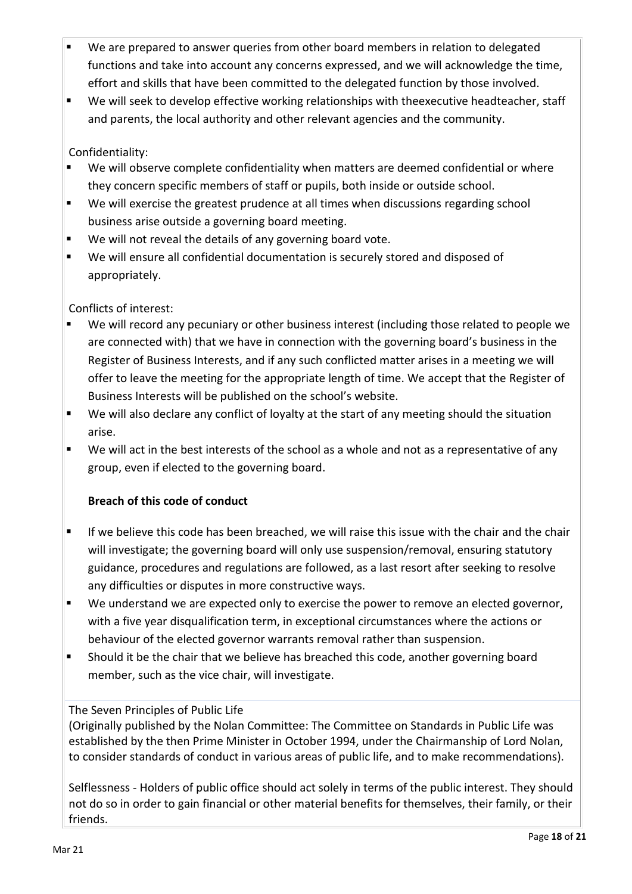- We are prepared to answer queries from other board members in relation to delegated functions and take into account any concerns expressed, and we will acknowledge the time, effort and skills that have been committed to the delegated function by those involved.
- We will seek to develop effective working relationships with theexecutive headteacher, staff and parents, the local authority and other relevant agencies and the community.

Confidentiality:

- We will observe complete confidentiality when matters are deemed confidential or where they concern specific members of staff or pupils, both inside or outside school.
- We will exercise the greatest prudence at all times when discussions regarding school business arise outside a governing board meeting.
- We will not reveal the details of any governing board vote.
- We will ensure all confidential documentation is securely stored and disposed of appropriately.

Conflicts of interest:

- We will record any pecuniary or other business interest (including those related to people we are connected with) that we have in connection with the governing board's business in the Register of Business Interests, and if any such conflicted matter arises in a meeting we will offer to leave the meeting for the appropriate length of time. We accept that the Register of Business Interests will be published on the school's website.
- We will also declare any conflict of loyalty at the start of any meeting should the situation arise.
- We will act in the best interests of the school as a whole and not as a representative of any group, even if elected to the governing board.

**Breach of this code of conduct**

- If we believe this code has been breached, we will raise this issue with the chair and the chair will investigate; the governing board will only use suspension/removal, ensuring statutory guidance, procedures and regulations are followed, as a last resort after seeking to resolve any difficulties or disputes in more constructive ways.
- We understand we are expected only to exercise the power to remove an elected governor, with a five year disqualification term, in exceptional circumstances where the actions or behaviour of the elected governor warrants removal rather than suspension.
- Should it be the chair that we believe has breached this code, another governing board member, such as the vice chair, will investigate.

The Seven Principles of Public Life
(Originally published by the Nolan Committee: The Committee on Standards in Public Life was established by the then Prime Minister in October 1994, under the Chairmanship of Lord Nolan, to consider standards of conduct in various areas of public life, and to make recommendations).

Selflessness - Holders of public office should act solely in terms of the public interest. They should not do so in order to gain financial or other material benefits for themselves, their family, or their friends.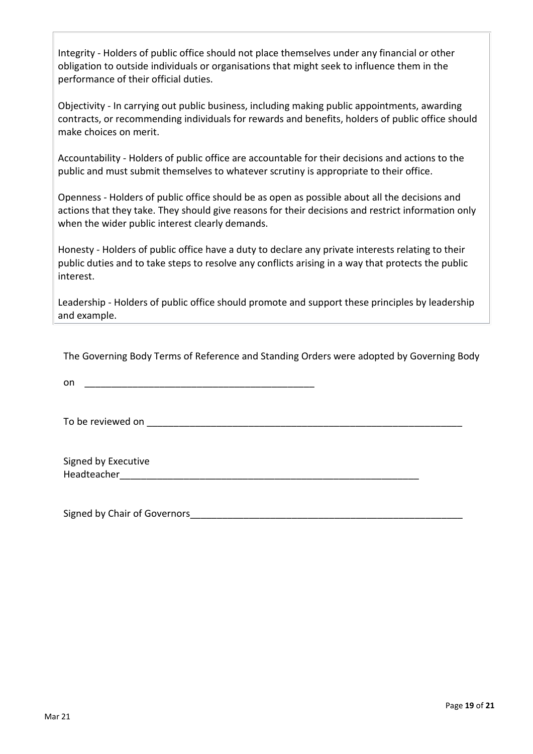Integrity - Holders of public office should not place themselves under any financial or other obligation to outside individuals or organisations that might seek to influence them in the performance of their official duties.

Objectivity - In carrying out public business, including making public appointments, awarding contracts, or recommending individuals for rewards and benefits, holders of public office should make choices on merit.

Accountability - Holders of public office are accountable for their decisions and actions to the public and must submit themselves to whatever scrutiny is appropriate to their office.

Openness - Holders of public office should be as open as possible about all the decisions and actions that they take. They should give reasons for their decisions and restrict information only when the wider public interest clearly demands.

Honesty - Holders of public office have a duty to declare any private interests relating to their public duties and to take steps to resolve any conflicts arising in a way that protects the public interest.

Leadership - Holders of public office should promote and support these principles by leadership and example.

The Governing Body Terms of Reference and Standing Orders were adopted by Governing Body

on ____________________________________________

To be reviewed on ______________________________________________________________

Signed by Executive Headteacher__________________________________________________________

Signed by Chair of Governors_____________________________________________________